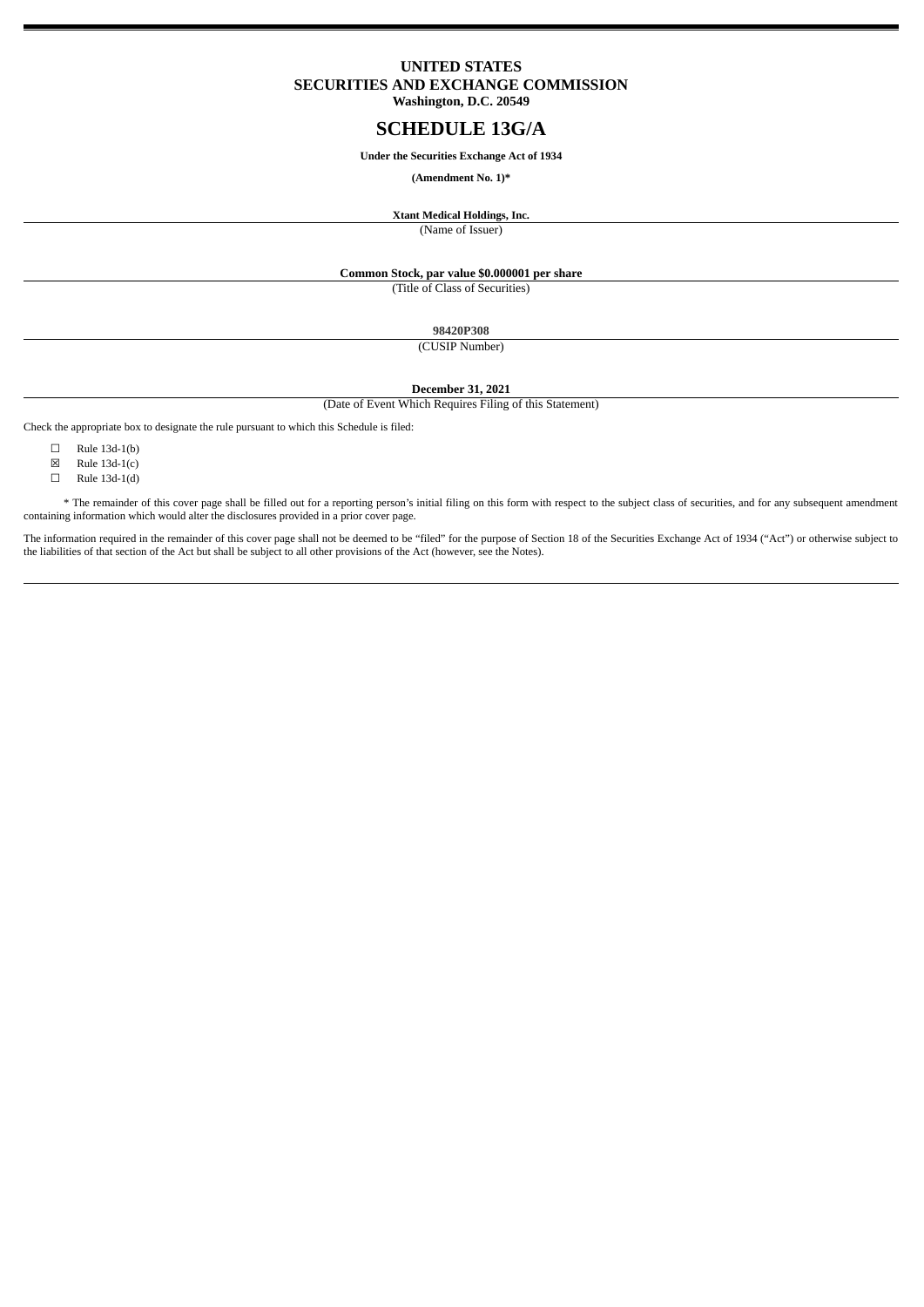**UNITED STATES**
**SECURITIES AND EXCHANGE COMMISSION**
**Washington, D.C. 20549**

# SCHEDULE 13G/A

**Under the Securities Exchange Act of 1934**

**(Amendment No. 1)***

**Xtant Medical Holdings, Inc.**

(Name of Issuer)

**Common Stock, par value $0.000001 per share**

(Title of Class of Securities)

**98420P308**

(CUSIP Number)

**December 31, 2021**

(Date of Event Which Requires Filing of this Statement)

Check the appropriate box to designate the rule pursuant to which this Schedule is filed:

☐ Rule 13d-1(b)

☒ Rule 13d-1(c)

☐ Rule 13d-1(d)

* The remainder of this cover page shall be filled out for a reporting person's initial filing on this form with respect to the subject class of securities, and for any subsequent amendment containing information which would alter the disclosures provided in a prior cover page.

The information required in the remainder of this cover page shall not be deemed to be "filed" for the purpose of Section 18 of the Securities Exchange Act of 1934 ("Act") or otherwise subject to the liabilities of that section of the Act but shall be subject to all other provisions of the Act (however, see the Notes).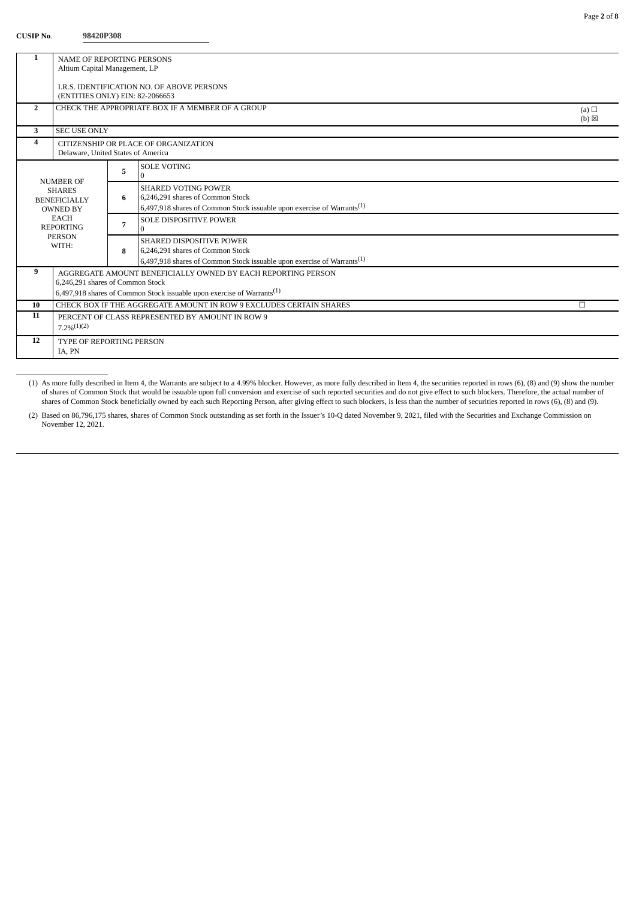**CUSIP No.** **98420P308**

| | | | |
|---|---|---|---|
| **1** | NAME OF REPORTING PERSONS<br>Altium Capital Management, LP<br><br>I.R.S. IDENTIFICATION NO. OF ABOVE PERSONS<br>(ENTITIES ONLY) EIN: 82-2066653 | | |
| **2** | CHECK THE APPROPRIATE BOX IF A MEMBER OF A GROUP | | (a) ☐<br>(b) ☒ |
| **3** | SEC USE ONLY | | |
| **4** | CITIZENSHIP OR PLACE OF ORGANIZATION<br>Delaware, United States of America | | |
| NUMBER OF SHARES BENEFICIALLY OWNED BY EACH REPORTING PERSON WITH: | **5** | SOLE VOTING<br>0 | |
| | **6** | SHARED VOTING POWER<br>6,246,291 shares of Common Stock<br>6,497,918 shares of Common Stock issuable upon exercise of Warrants[1] | |
| | **7** | SOLE DISPOSITIVE POWER<br>0 | |
| | **8** | SHARED DISPOSITIVE POWER<br>6,246,291 shares of Common Stock<br>6,497,918 shares of Common Stock issuable upon exercise of Warrants[1] | |
| **9** | AGGREGATE AMOUNT BENEFICIALLY OWNED BY EACH REPORTING PERSON<br>6,246,291 shares of Common Stock<br>6,497,918 shares of Common Stock issuable upon exercise of Warrants[1] | | |
| **10** | CHECK BOX IF THE AGGREGATE AMOUNT IN ROW 9 EXCLUDES CERTAIN SHARES | | ☐ |
| **11** | PERCENT OF CLASS REPRESENTED BY AMOUNT IN ROW 9<br>7.2%[1][2] | | |
| **12** | TYPE OF REPORTING PERSON<br>IA, PN | | |

(1) As more fully described in Item 4, the Warrants are subject to a 4.99% blocker. However, as more fully described in Item 4, the securities reported in rows (6), (8) and (9) show the number of shares of Common Stock that would be issuable upon full conversion and exercise of such reported securities and do not give effect to such blockers. Therefore, the actual number of shares of Common Stock beneficially owned by each such Reporting Person, after giving effect to such blockers, is less than the number of securities reported in rows (6), (8) and (9).

(2) Based on 86,796,175 shares, shares of Common Stock outstanding as set forth in the Issuer's 10-Q dated November 9, 2021, filed with the Securities and Exchange Commission on November 12, 2021.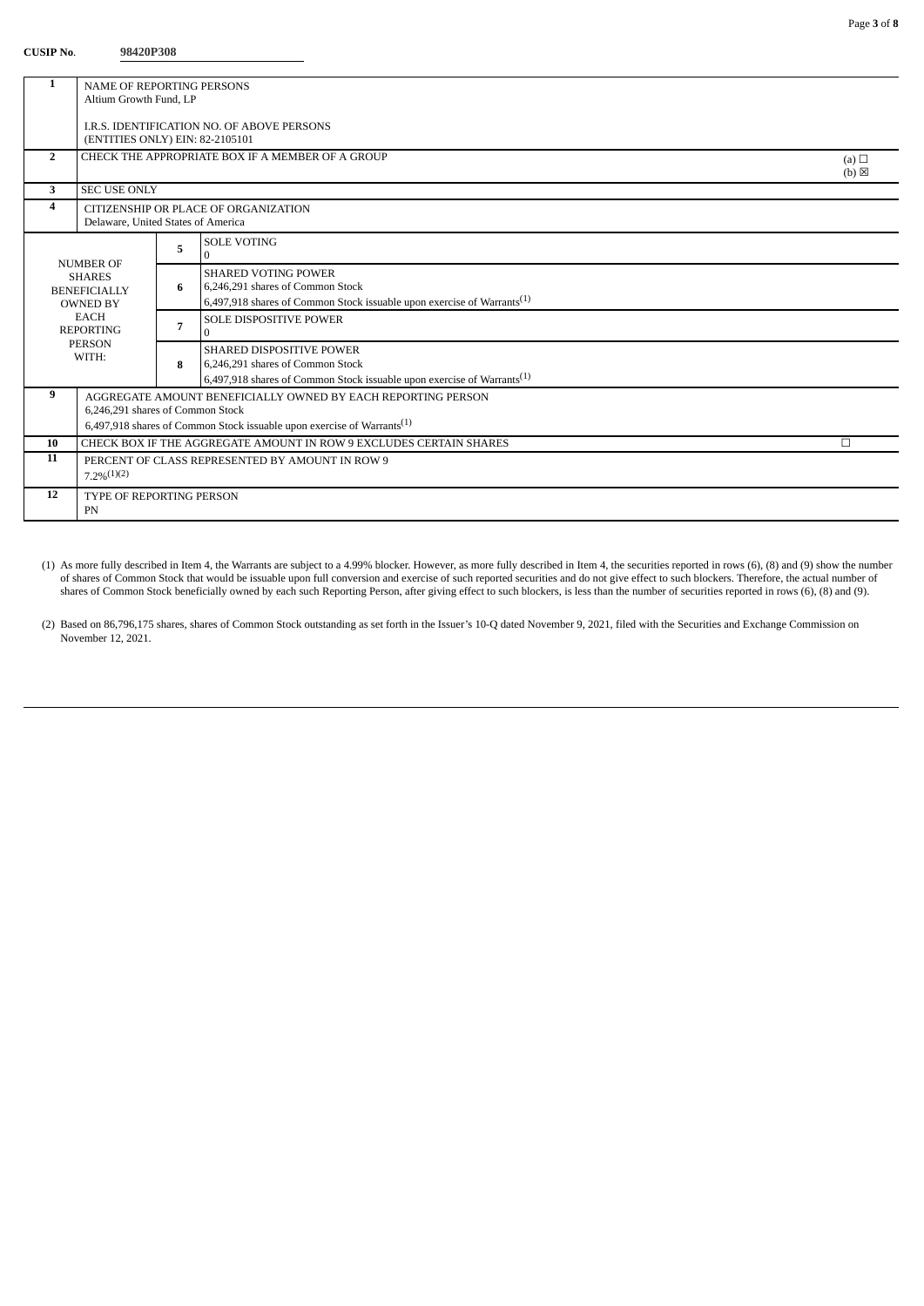**CUSIP No.** **98420P308**

| | | | |
|---|---|---|---|
| **1** | NAME OF REPORTING PERSONS<br>Altium Growth Fund, LP<br><br>I.R.S. IDENTIFICATION NO. OF ABOVE PERSONS<br>(ENTITIES ONLY) EIN: 82-2105101 | | |
| **2** | CHECK THE APPROPRIATE BOX IF A MEMBER OF A GROUP | | (a) ☐<br>(b) ☒ |
| **3** | SEC USE ONLY | | |
| **4** | CITIZENSHIP OR PLACE OF ORGANIZATION<br>Delaware, United States of America | | |
| NUMBER OF SHARES BENEFICIALLY OWNED BY EACH REPORTING PERSON WITH: | **5** | SOLE VOTING<br>0 | |
| | **6** | SHARED VOTING POWER<br>6,246,291 shares of Common Stock<br>6,497,918 shares of Common Stock issuable upon exercise of Warrants[(1)] | |
| | **7** | SOLE DISPOSITIVE POWER<br>0 | |
| | **8** | SHARED DISPOSITIVE POWER<br>6,246,291 shares of Common Stock<br>6,497,918 shares of Common Stock issuable upon exercise of Warrants[(1)] | |
| **9** | AGGREGATE AMOUNT BENEFICIALLY OWNED BY EACH REPORTING PERSON<br>6,246,291 shares of Common Stock<br>6,497,918 shares of Common Stock issuable upon exercise of Warrants[(1)] | | |
| **10** | CHECK BOX IF THE AGGREGATE AMOUNT IN ROW 9 EXCLUDES CERTAIN SHARES | | ☐ |
| **11** | PERCENT OF CLASS REPRESENTED BY AMOUNT IN ROW 9<br>7.2%[(1)(2)] | | |
| **12** | TYPE OF REPORTING PERSON<br>PN | | |

(1) As more fully described in Item 4, the Warrants are subject to a 4.99% blocker. However, as more fully described in Item 4, the securities reported in rows (6), (8) and (9) show the number of shares of Common Stock that would be issuable upon full conversion and exercise of such reported securities and do not give effect to such blockers. Therefore, the actual number of shares of Common Stock beneficially owned by each such Reporting Person, after giving effect to such blockers, is less than the number of securities reported in rows (6), (8) and (9).

(2) Based on 86,796,175 shares, shares of Common Stock outstanding as set forth in the Issuer's 10-Q dated November 9, 2021, filed with the Securities and Exchange Commission on November 12, 2021.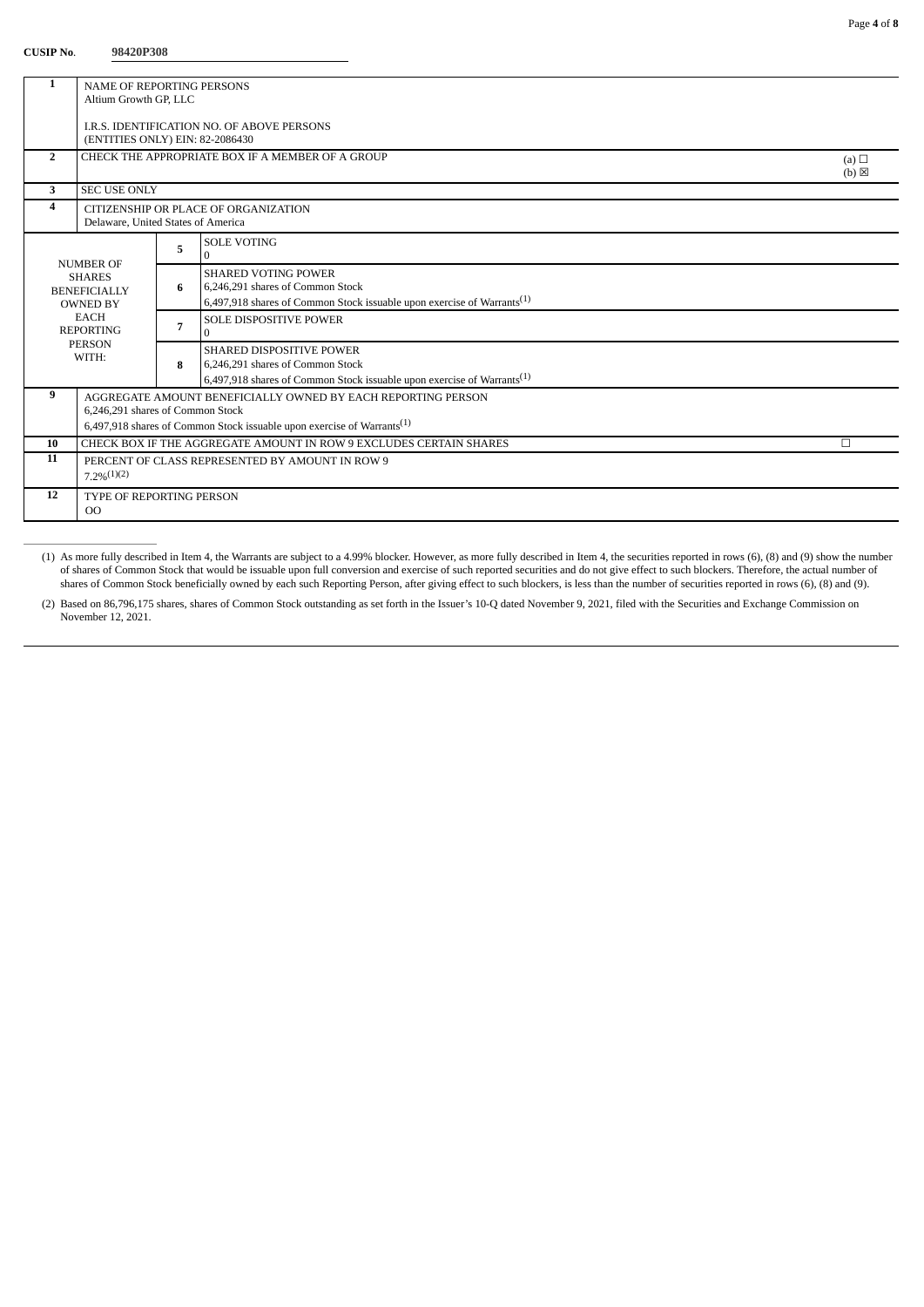**CUSIP No.** **98420P308**

| | | | |
|---|---|---|---|
| **1** | NAME OF REPORTING PERSONS<br>Altium Growth GP, LLC<br><br>I.R.S. IDENTIFICATION NO. OF ABOVE PERSONS<br>(ENTITIES ONLY) EIN: 82-2086430 | | |
| **2** | CHECK THE APPROPRIATE BOX IF A MEMBER OF A GROUP | | (a) ☐<br>(b) ☒ |
| **3** | SEC USE ONLY | | |
| **4** | CITIZENSHIP OR PLACE OF ORGANIZATION<br>Delaware, United States of America | | |
| NUMBER OF SHARES BENEFICIALLY OWNED BY EACH REPORTING PERSON WITH: | **5** | SOLE VOTING<br>0 | |
| | **6** | SHARED VOTING POWER<br>6,246,291 shares of Common Stock<br>6,497,918 shares of Common Stock issuable upon exercise of Warrants[(1)] | |
| | **7** | SOLE DISPOSITIVE POWER<br>0 | |
| | **8** | SHARED DISPOSITIVE POWER<br>6,246,291 shares of Common Stock<br>6,497,918 shares of Common Stock issuable upon exercise of Warrants[(1)] | |
| **9** | AGGREGATE AMOUNT BENEFICIALLY OWNED BY EACH REPORTING PERSON<br>6,246,291 shares of Common Stock<br>6,497,918 shares of Common Stock issuable upon exercise of Warrants[(1)] | | |
| **10** | CHECK BOX IF THE AGGREGATE AMOUNT IN ROW 9 EXCLUDES CERTAIN SHARES | | ☐ |
| **11** | PERCENT OF CLASS REPRESENTED BY AMOUNT IN ROW 9<br>7.2%[(1)(2)] | | |
| **12** | TYPE OF REPORTING PERSON<br>OO | | |

(1) As more fully described in Item 4, the Warrants are subject to a 4.99% blocker. However, as more fully described in Item 4, the securities reported in rows (6), (8) and (9) show the number of shares of Common Stock that would be issuable upon full conversion and exercise of such reported securities and do not give effect to such blockers. Therefore, the actual number of shares of Common Stock beneficially owned by each such Reporting Person, after giving effect to such blockers, is less than the number of securities reported in rows (6), (8) and (9).

(2) Based on 86,796,175 shares, shares of Common Stock outstanding as set forth in the Issuer's 10-Q dated November 9, 2021, filed with the Securities and Exchange Commission on November 12, 2021.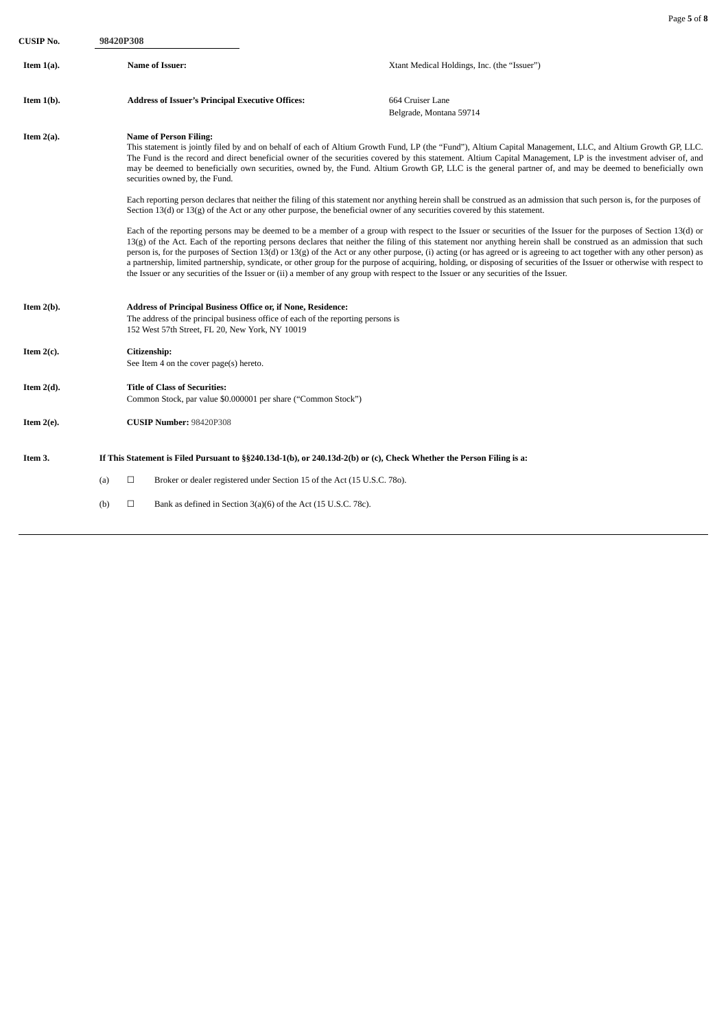**CUSIP No.** **98420P308**

**Item 1(a).** **Name of Issuer:** Xtant Medical Holdings, Inc. (the "Issuer")

**Item 1(b).** **Address of Issuer's Principal Executive Offices:** 664 Cruiser Lane
Belgrade, Montana 59714

**Item 2(a).** **Name of Person Filing:**

This statement is jointly filed by and on behalf of each of Altium Growth Fund, LP (the "Fund"), Altium Capital Management, LLC, and Altium Growth GP, LLC. The Fund is the record and direct beneficial owner of the securities covered by this statement. Altium Capital Management, LP is the investment adviser of, and may be deemed to beneficially own securities, owned by, the Fund. Altium Growth GP, LLC is the general partner of, and may be deemed to beneficially own securities owned by, the Fund.

Each reporting person declares that neither the filing of this statement nor anything herein shall be construed as an admission that such person is, for the purposes of Section 13(d) or 13(g) of the Act or any other purpose, the beneficial owner of any securities covered by this statement.

Each of the reporting persons may be deemed to be a member of a group with respect to the Issuer or securities of the Issuer for the purposes of Section 13(d) or 13(g) of the Act. Each of the reporting persons declares that neither the filing of this statement nor anything herein shall be construed as an admission that such person is, for the purposes of Section 13(d) or 13(g) of the Act or any other purpose, (i) acting (or has agreed or is agreeing to act together with any other person) as a partnership, limited partnership, syndicate, or other group for the purpose of acquiring, holding, or disposing of securities of the Issuer or otherwise with respect to the Issuer or any securities of the Issuer or (ii) a member of any group with respect to the Issuer or any securities of the Issuer.

**Item 2(b).** **Address of Principal Business Office or, if None, Residence:**

The address of the principal business office of each of the reporting persons is
152 West 57th Street, FL 20, New York, NY 10019

**Item 2(c).** **Citizenship:**

See Item 4 on the cover page(s) hereto.

**Item 2(d).** **Title of Class of Securities:**

Common Stock, par value $0.000001 per share ("Common Stock")

**Item 2(e).** **CUSIP Number:** 98420P308

**Item 3.** **If This Statement is Filed Pursuant to §§240.13d-1(b), or 240.13d-2(b) or (c), Check Whether the Person Filing is a:**

(a) ☐ Broker or dealer registered under Section 15 of the Act (15 U.S.C. 78o).

(b) ☐ Bank as defined in Section 3(a)(6) of the Act (15 U.S.C. 78c).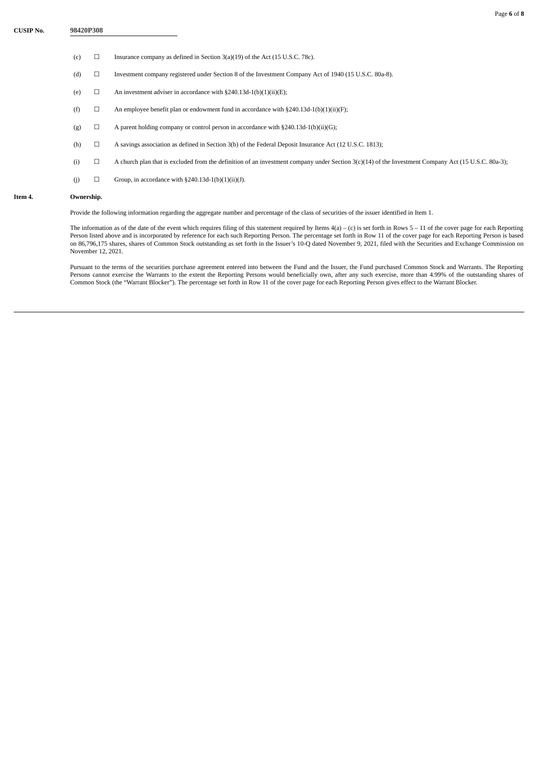**CUSIP No.** 98420P308

(c) ☐ Insurance company as defined in Section 3(a)(19) of the Act (15 U.S.C. 78c).

(d) ☐ Investment company registered under Section 8 of the Investment Company Act of 1940 (15 U.S.C. 80a-8).

(e) ☐ An investment adviser in accordance with §240.13d-1(b)(1)(ii)(E);

(f) ☐ An employee benefit plan or endowment fund in accordance with §240.13d-1(b)(1)(ii)(F);

(g) ☐ A parent holding company or control person in accordance with §240.13d-1(b)(ii)(G);

(h) ☐ A savings association as defined in Section 3(b) of the Federal Deposit Insurance Act (12 U.S.C. 1813);

(i) ☐ A church plan that is excluded from the definition of an investment company under Section 3(c)(14) of the Investment Company Act (15 U.S.C. 80a-3);

(j) ☐ Group, in accordance with §240.13d-1(b)(1)(ii)(J).

**Item 4. Ownership.**

Provide the following information regarding the aggregate number and percentage of the class of securities of the issuer identified in Item 1.

The information as of the date of the event which requires filing of this statement required by Items 4(a) – (c) is set forth in Rows 5 – 11 of the cover page for each Reporting Person listed above and is incorporated by reference for each such Reporting Person. The percentage set forth in Row 11 of the cover page for each Reporting Person is based on 86,796,175 shares, shares of Common Stock outstanding as set forth in the Issuer's 10-Q dated November 9, 2021, filed with the Securities and Exchange Commission on November 12, 2021.

Pursuant to the terms of the securities purchase agreement entered into between the Fund and the Issuer, the Fund purchased Common Stock and Warrants. The Reporting Persons cannot exercise the Warrants to the extent the Reporting Persons would beneficially own, after any such exercise, more than 4.99% of the outstanding shares of Common Stock (the "Warrant Blocker"). The percentage set forth in Row 11 of the cover page for each Reporting Person gives effect to the Warrant Blocker.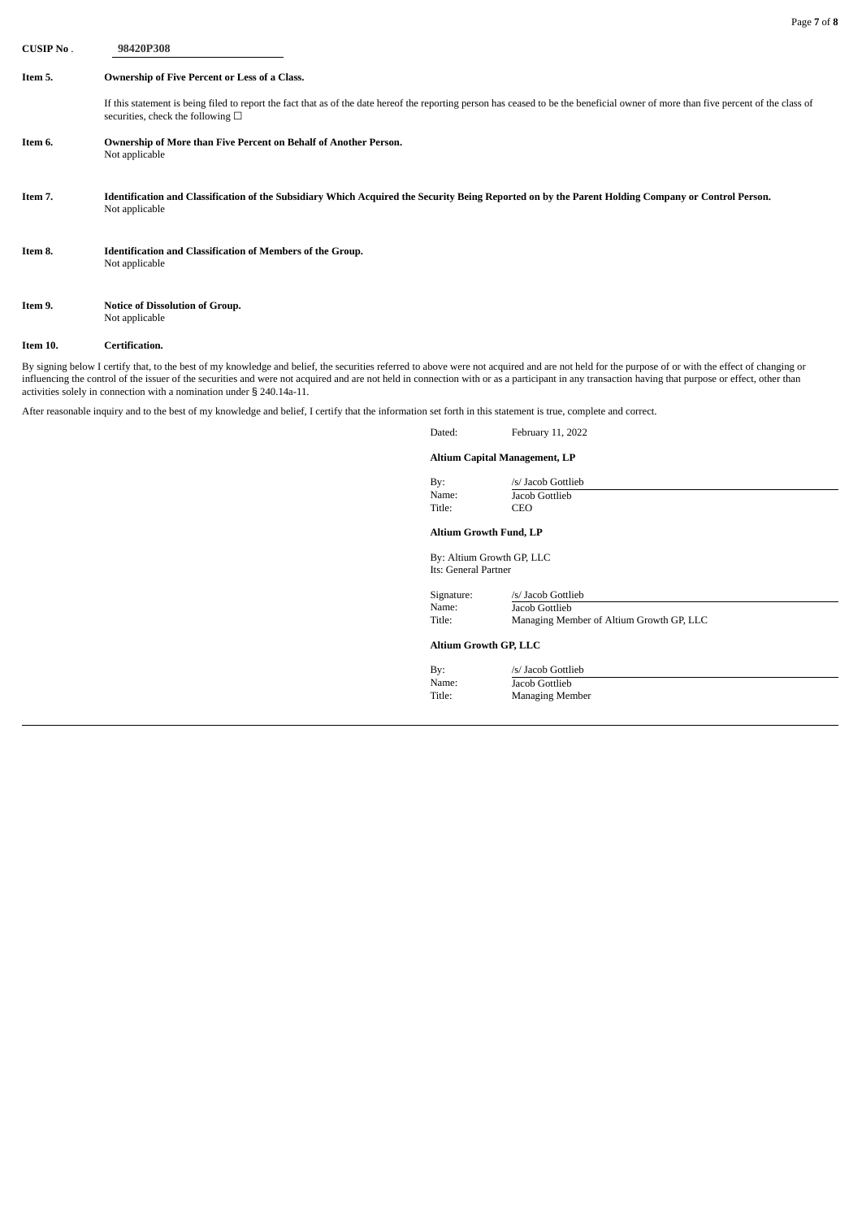**CUSIP No.** **98420P308**

**Item 5.** **Ownership of Five Percent or Less of a Class.**

If this statement is being filed to report the fact that as of the date hereof the reporting person has ceased to be the beneficial owner of more than five percent of the class of securities, check the following ☐

**Item 6.** **Ownership of More than Five Percent on Behalf of Another Person.**
Not applicable

**Item 7.** **Identification and Classification of the Subsidiary Which Acquired the Security Being Reported on by the Parent Holding Company or Control Person.**
Not applicable

**Item 8.** **Identification and Classification of Members of the Group.**
Not applicable

**Item 9.** **Notice of Dissolution of Group.**
Not applicable

**Item 10.** **Certification.**

By signing below I certify that, to the best of my knowledge and belief, the securities referred to above were not acquired and are not held for the purpose of or with the effect of changing or influencing the control of the issuer of the securities and were not acquired and are not held in connection with or as a participant in any transaction having that purpose or effect, other than activities solely in connection with a nomination under § 240.14a-11.

After reasonable inquiry and to the best of my knowledge and belief, I certify that the information set forth in this statement is true, complete and correct.

Dated: February 11, 2022

**Altium Capital Management, LP**

By: /s/ Jacob Gottlieb
Name: Jacob Gottlieb
Title: CEO

**Altium Growth Fund, LP**

By: Altium Growth GP, LLC
Its: General Partner

Signature: /s/ Jacob Gottlieb
Name: Jacob Gottlieb
Title: Managing Member of Altium Growth GP, LLC

**Altium Growth GP, LLC**

By: /s/ Jacob Gottlieb
Name: Jacob Gottlieb
Title: Managing Member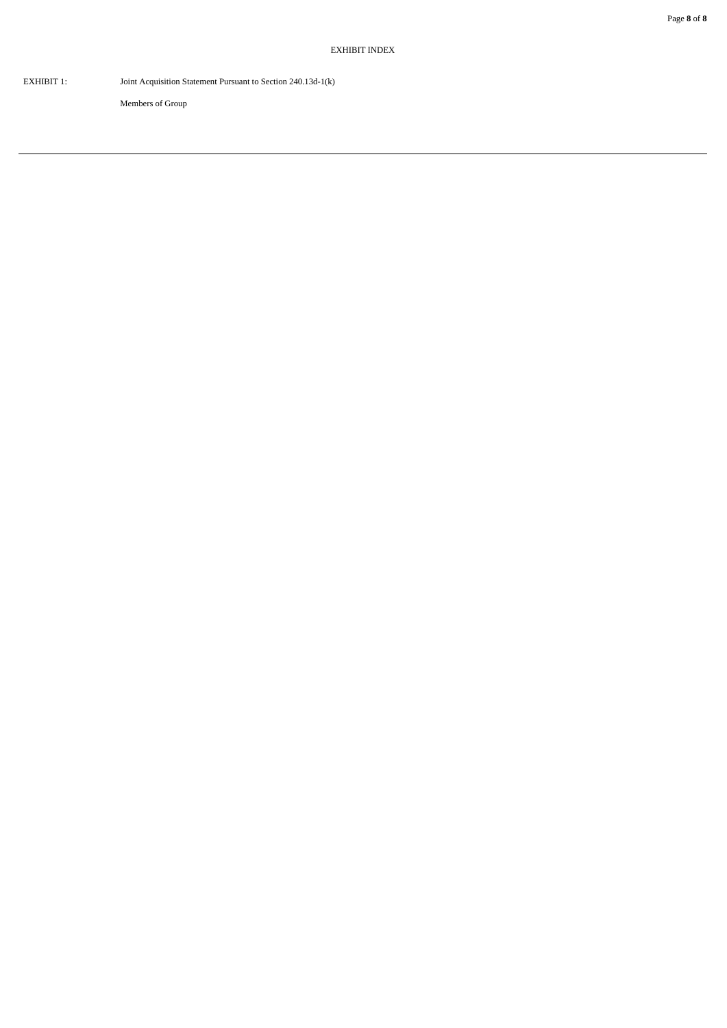EXHIBIT INDEX

| | |
|---|---|
| EXHIBIT 1: | Joint Acquisition Statement Pursuant to Section 240.13d-1(k) |
| | Members of Group |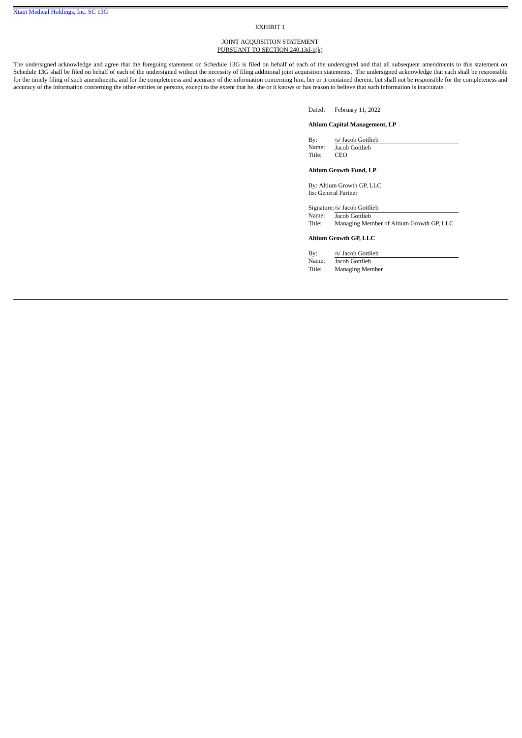EXHIBIT 1

JOINT ACQUISITION STATEMENT
PURSUANT TO SECTION 240.13d-1(k)

The undersigned acknowledge and agree that the foregoing statement on Schedule 13G is filed on behalf of each of the undersigned and that all subsequent amendments to this statement on Schedule 13G shall be filed on behalf of each of the undersigned without the necessity of filing additional joint acquisition statements. The undersigned acknowledge that each shall be responsible for the timely filing of such amendments, and for the completeness and accuracy of the information concerning him, her or it contained therein, but shall not be responsible for the completeness and accuracy of the information concerning the other entities or persons, except to the extent that he, she or it knows or has reason to believe that such information is inaccurate.

Dated: February 11, 2022

**Altium Capital Management, LP**

By: /s/ Jacob Gottlieb
Name: Jacob Gottlieb
Title: CEO

**Altium Growth Fund, LP**

By: Altium Growth GP, LLC
Its: General Partner

Signature: /s/ Jacob Gottlieb
Name: Jacob Gottlieb
Title: Managing Member of Altium Growth GP, LLC

**Altium Growth GP, LLC**

By: /s/ Jacob Gottlieb
Name: Jacob Gottlieb
Title: Managing Member